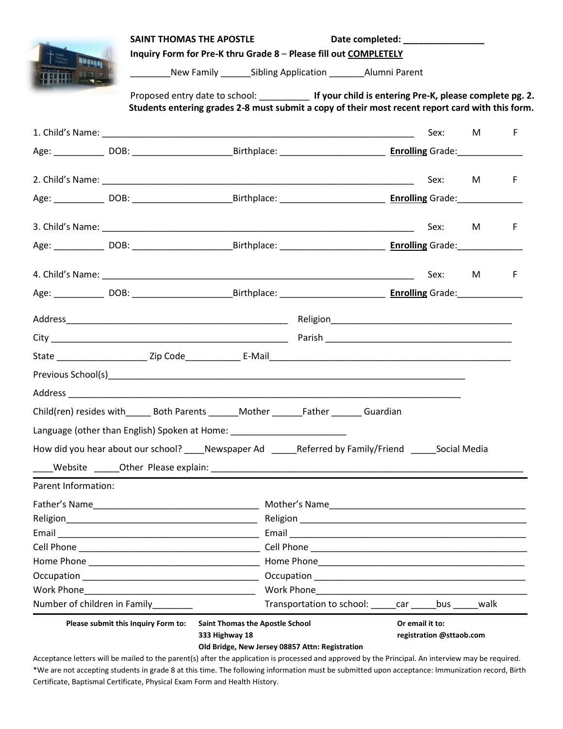**SAINT THOMAS THE APOSTLE** **Date completed: ________________**

**Inquiry Form for Pre-K thru Grade 8** – **Please fill out COMPLETELY**

________New Family ______Sibling Application _______Alumni Parent

Proposed entry date to school: __________ **If your child is entering Pre-K, please complete pg. 2.**
**Students entering grades 2-8 must submit a copy of their most recent report card with this form.**

1. Child's Name: ________________________________________________________________ Sex: M F

Age: __________ DOB: ____________________Birthplace: _____________________ **Enrolling** Grade:_____________

2. Child's Name: ________________________________________________________________ Sex: M F

Age: __________ DOB: ____________________Birthplace: _____________________ **Enrolling** Grade:_____________

3. Child's Name: ________________________________________________________________ Sex: M F

Age: __________ DOB: ____________________Birthplace: _____________________ **Enrolling** Grade:_____________

4. Child's Name: ________________________________________________________________ Sex: M F

Age: __________ DOB: ____________________Birthplace: _____________________ **Enrolling** Grade:_____________

Address______________________________________________ Religion____________________________________

City _________________________________________________ Parish ______________________________________

State __________________ Zip Code___________ E-Mail_________________________________________________

Previous School(s)___________________________________________________________________________

Address ____________________________________________________________________________________

Child(ren) resides with_____ Both Parents ______Mother ______Father ______ Guardian

Language (other than English) Spoken at Home: _______________________

How did you hear about our school? ____Newspaper Ad _____Referred by Family/Friend _____Social Media

____Website _____Other Please explain: ____________________________________________________________

Parent Information:

Father's Name_________________________________ Mother's Name_______________________________________

Religion______________________________________ Religion ____________________________________________

Email _______________________________________ Email ______________________________________________

Cell Phone ___________________________________ Cell Phone __________________________________________

Home Phone _________________________________ Home Phone_________________________________________

Occupation __________________________________ Occupation __________________________________________

Work Phone__________________________________ Work Phone__________________________________________

Number of children in Family________ Transportation to school: _____car _____bus _____walk

**Please submit this Inquiry Form to:** **Saint Thomas the Apostle School**
**333 Highway 18**
**Old Bridge, New Jersey 08857 Attn: Registration**

**Or email it to:**
**registration @sttaob.com**

Acceptance letters will be mailed to the parent(s) after the application is processed and approved by the Principal. An interview may be required.
*We are not accepting students in grade 8 at this time. The following information must be submitted upon acceptance: Immunization record, Birth Certificate, Baptismal Certificate, Physical Exam Form and Health History.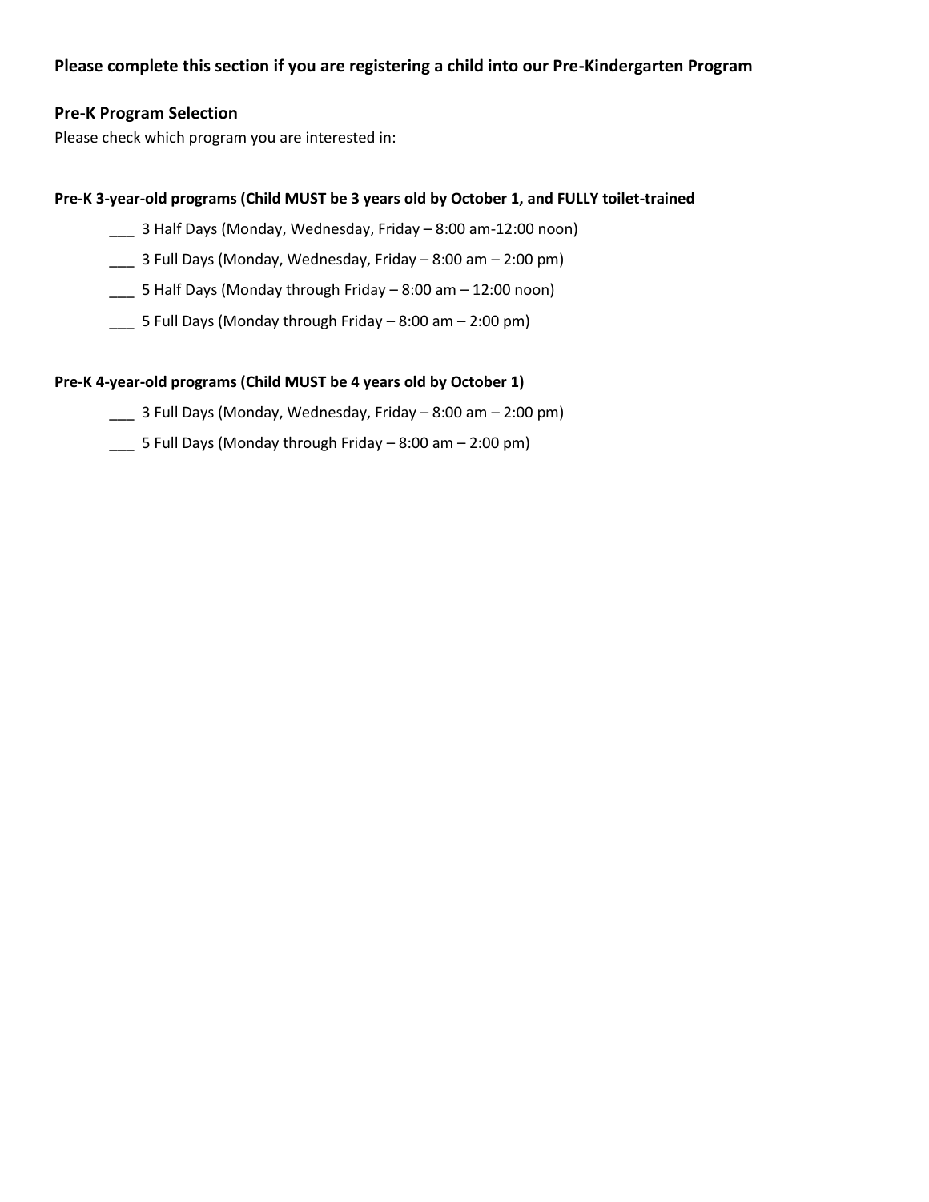**Please complete this section if you are registering a child into our Pre-Kindergarten Program**

**Pre-K Program Selection**

Please check which program you are interested in:

**Pre-K 3-year-old programs (Child MUST be 3 years old by October 1, and FULLY toilet-trained**

___ 3 Half Days (Monday, Wednesday, Friday – 8:00 am-12:00 noon)

___ 3 Full Days (Monday, Wednesday, Friday – 8:00 am – 2:00 pm)

___ 5 Half Days (Monday through Friday – 8:00 am – 12:00 noon)

___ 5 Full Days (Monday through Friday – 8:00 am – 2:00 pm)

**Pre-K 4-year-old programs (Child MUST be 4 years old by October 1)**

___ 3 Full Days (Monday, Wednesday, Friday – 8:00 am – 2:00 pm)

___ 5 Full Days (Monday through Friday – 8:00 am – 2:00 pm)